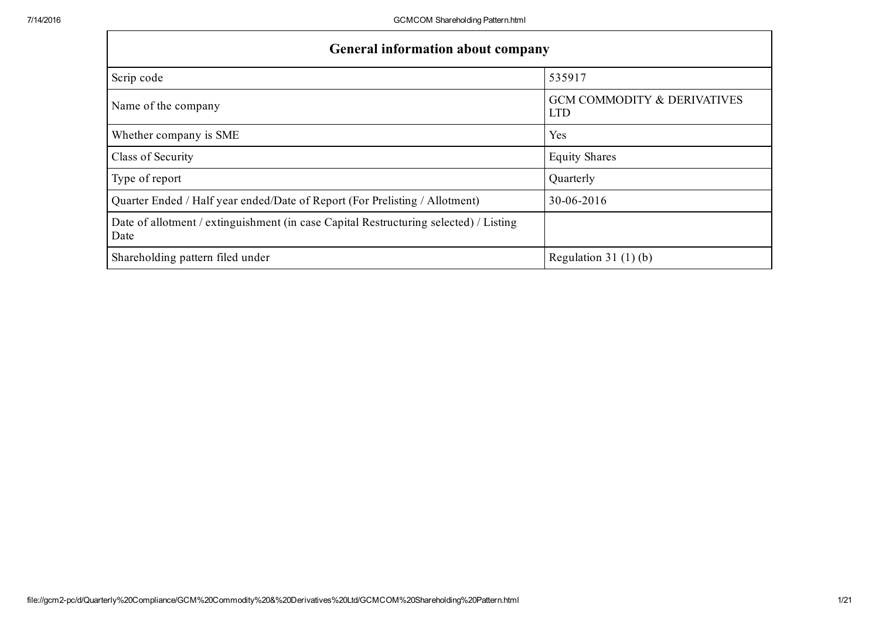| General information about company | |
| --- | --- |
| Scrip code | 535917 |
| Name of the company | GCM COMMODITY & DERIVATIVES LTD |
| Whether company is SME | Yes |
| Class of Security | Equity Shares |
| Type of report | Quarterly |
| Quarter Ended / Half year ended/Date of Report (For Prelisting / Allotment) | 30-06-2016 |
| Date of allotment / extinguishment (in case Capital Restructuring selected) / Listing Date | |
| Shareholding pattern filed under | Regulation 31 (1) (b) |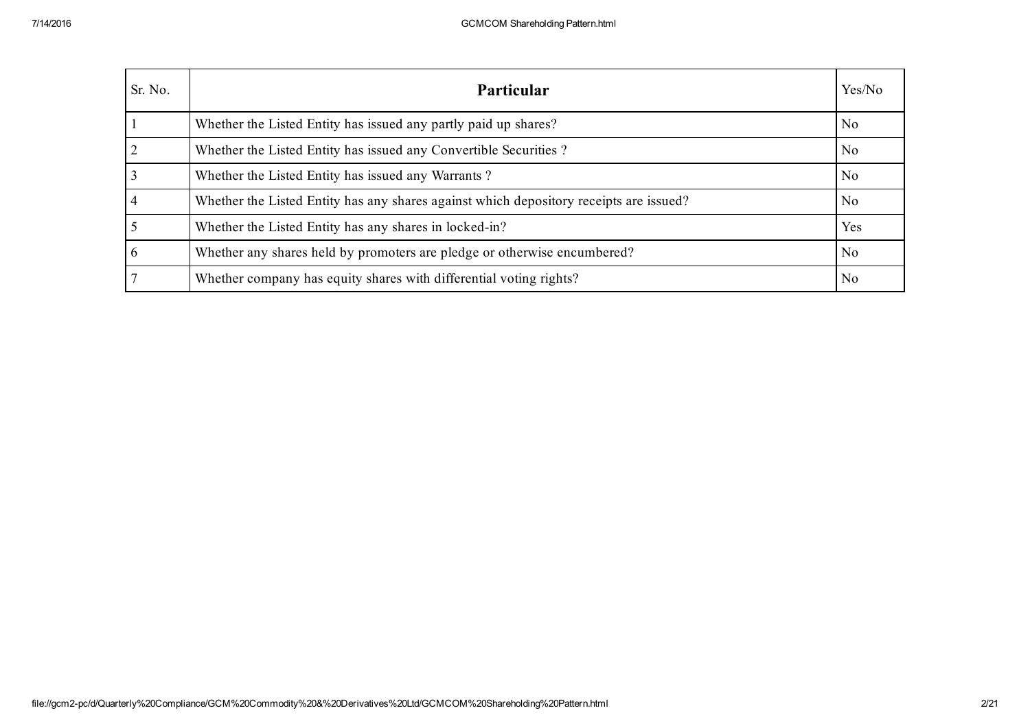| Sr. No. | Particular | Yes/No |
| --- | --- | --- |
| 1 | Whether the Listed Entity has issued any partly paid up shares? | No |
| 2 | Whether the Listed Entity has issued any Convertible Securities ? | No |
| 3 | Whether the Listed Entity has issued any Warrants ? | No |
| 4 | Whether the Listed Entity has any shares against which depository receipts are issued? | No |
| 5 | Whether the Listed Entity has any shares in locked-in? | Yes |
| 6 | Whether any shares held by promoters are pledge or otherwise encumbered? | No |
| 7 | Whether company has equity shares with differential voting rights? | No |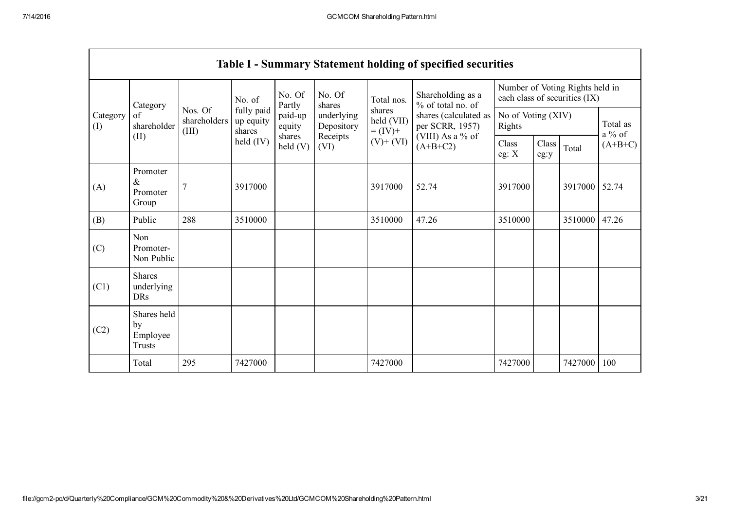| Table I - Summary Statement holding of specified securities | | | | | | | | | | | |
|---|---|---|---|---|---|---|---|---|---|---|---|
| Category (I) | Category of shareholder (II) | Nos. Of shareholders (III) | No. of fully paid up equity shares held (IV) | No. Of Partly paid-up equity shares held (V) | No. Of shares underlying Depository Receipts (VI) | Total nos. shares held (VII) = (IV)+ (V)+ (VI) | Shareholding as a % of total no. of shares (calculated as per SCRR, 1957) (VIII) As a % of (A+B+C2) | Number of Voting Rights held in each class of securities (IX) | | | |
| | | | | | | | | No of Voting (XIV) Rights | | | Total as a % of (A+B+C) |
| | | | | | | | | Class eg: X | Class eg:y | Total | |
| (A) | Promoter & Promoter Group | 7 | 3917000 | | | 3917000 | 52.74 | 3917000 | | 3917000 | 52.74 |
| (B) | Public | 288 | 3510000 | | | 3510000 | 47.26 | 3510000 | | 3510000 | 47.26 |
| (C) | Non Promoter- Non Public | | | | | | | | | | |
| (C1) | Shares underlying DRs | | | | | | | | | | |
| (C2) | Shares held by Employee Trusts | | | | | | | | | | |
| | Total | 295 | 7427000 | | | 7427000 | | 7427000 | | 7427000 | 100 |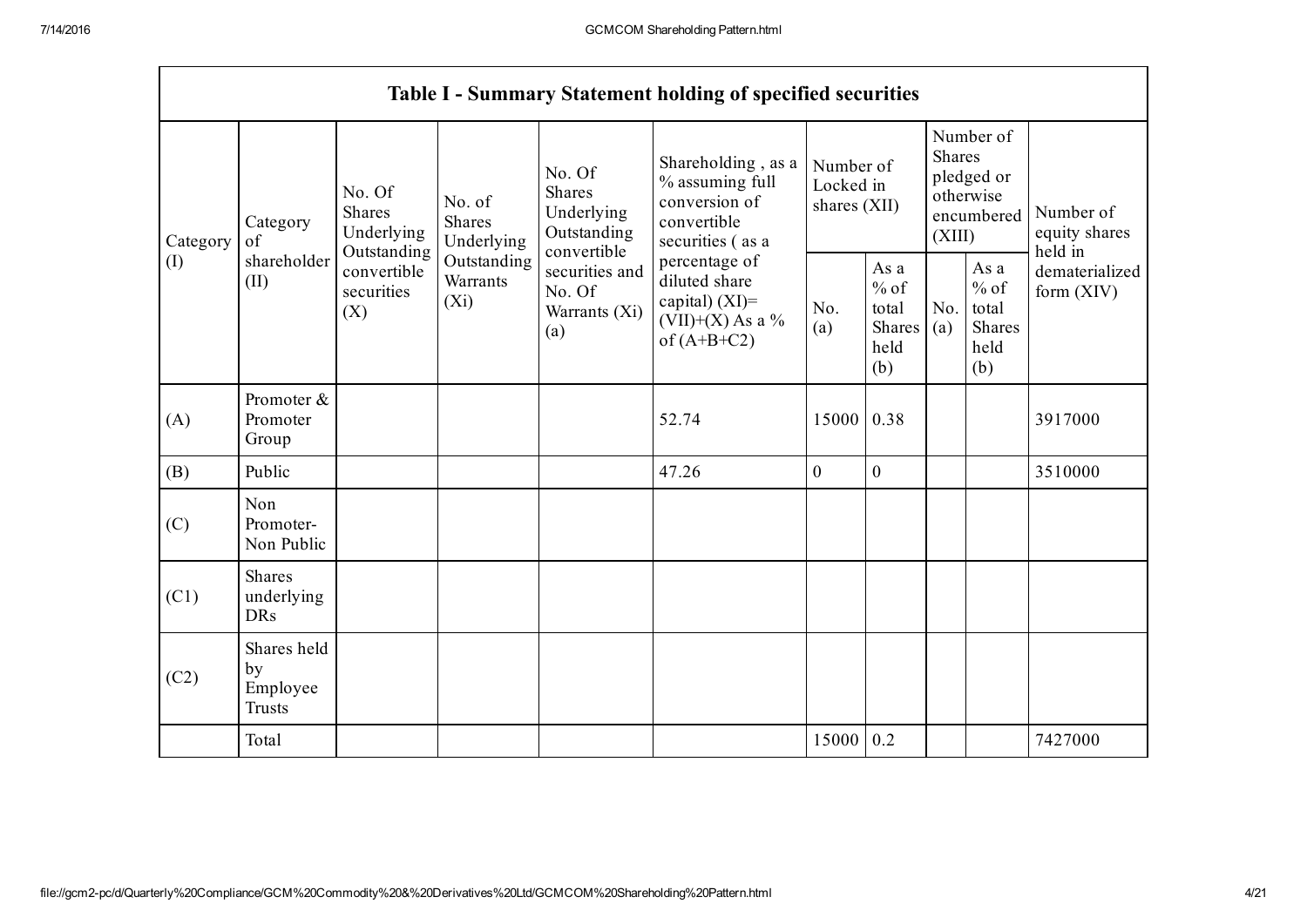| Table I - Summary Statement holding of specified securities | | | | | | | | | | |
|---|---|---|---|---|---|---|---|---|---|---|
| Category (I) | Category of shareholder (II) | No. Of Shares Underlying Outstanding convertible securities (X) | No. of Shares Underlying Outstanding Warrants (Xi) | No. Of Shares Underlying Outstanding convertible securities and No. Of Warrants (Xi) (a) | Shareholding , as a % assuming full conversion of convertible securities ( as a percentage of diluted share capital) (XI)= (VII)+(X) As a % of (A+B+C2) | Number of Locked in shares (XII) | | Number of Shares pledged or otherwise encumbered (XIII) | | Number of equity shares held in dematerialized form (XIV) |
| | | | | | | No. (a) | As a % of total Shares held (b) | No. (a) | As a % of total Shares held (b) | |
| (A) | Promoter & Promoter Group | | | | 52.74 | 15000 | 0.38 | | | 3917000 |
| (B) | Public | | | | 47.26 | 0 | 0 | | | 3510000 |
| (C) | Non Promoter- Non Public | | | | | | | | | |
| (C1) | Shares underlying DRs | | | | | | | | | |
| (C2) | Shares held by Employee Trusts | | | | | | | | | |
| | Total | | | | | 15000 | 0.2 | | | 7427000 |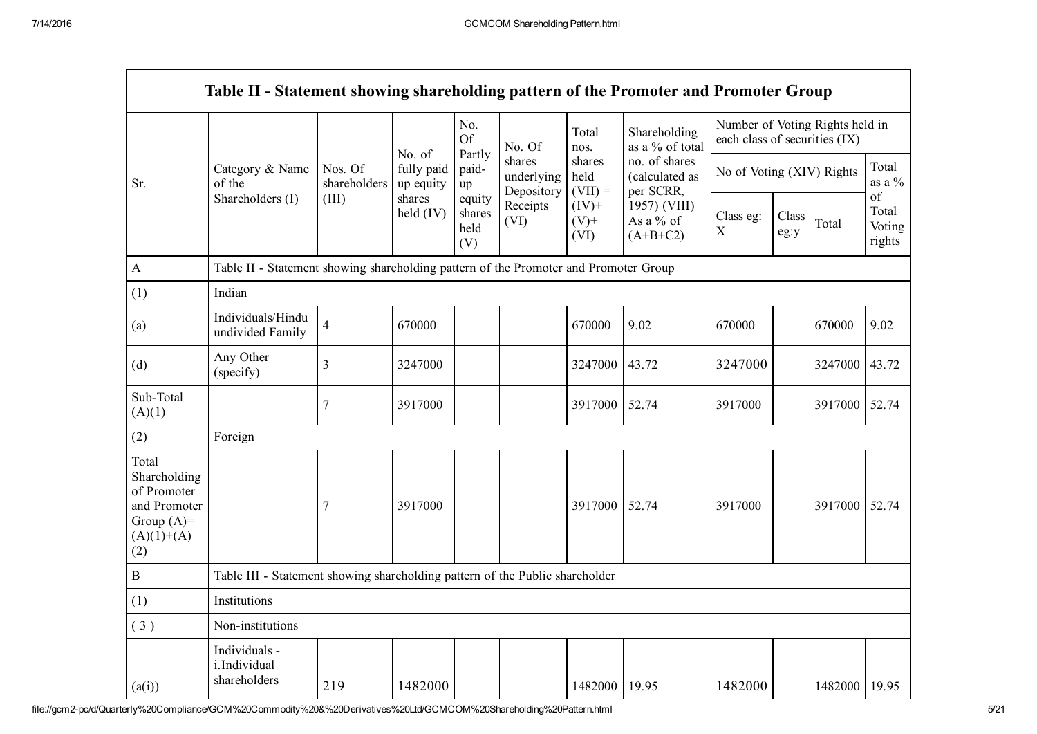| Table II - Statement showing shareholding pattern of the Promoter and Promoter Group | | | | | | | | | | | |
|---|---|---|---|---|---|---|---|---|---|---|---|
| Sr. | Category & Name of the Shareholders (I) | Nos. Of shareholders (III) | No. of fully paid up equity shares held (IV) | No. Of Partly paid-up equity shares held (V) | No. Of shares underlying Depository Receipts (VI) | Total nos. shares held (VII) = (IV)+ (V)+ (VI) | Shareholding as a % of total no. of shares (calculated as per SCRR, 1957) (VIII) As a % of (A+B+C2) | Number of Voting Rights held in each class of securities (IX) | | | |
| | | | | | | | | No of Voting (XIV) Rights | | | Total as a % of Total Voting rights |
| | | | | | | | | Class eg: X | Class eg:y | Total | |
| A | Table II - Statement showing shareholding pattern of the Promoter and Promoter Group | | | | | | | | | | |
| (1) | Indian | | | | | | | | | | |
| (a) | Individuals/Hindu undivided Family | 4 | 670000 | | | 670000 | 9.02 | 670000 | | 670000 | 9.02 |
| (d) | Any Other (specify) | 3 | 3247000 | | | 3247000 | 43.72 | 3247000 | | 3247000 | 43.72 |
| Sub-Total (A)(1) | | 7 | 3917000 | | | 3917000 | 52.74 | 3917000 | | 3917000 | 52.74 |
| (2) | Foreign | | | | | | | | | | |
| Total Shareholding of Promoter and Promoter Group (A)= (A)(1)+(A)(2) | | 7 | 3917000 | | | 3917000 | 52.74 | 3917000 | | 3917000 | 52.74 |
| B | Table III - Statement showing shareholding pattern of the Public shareholder | | | | | | | | | | |
| (1) | Institutions | | | | | | | | | | |
| ( 3 ) | Non-institutions | | | | | | | | | | |
| (a(i)) | Individuals - i.Individual shareholders | 219 | 1482000 | | | 1482000 | 19.95 | 1482000 | | 1482000 | 19.95 |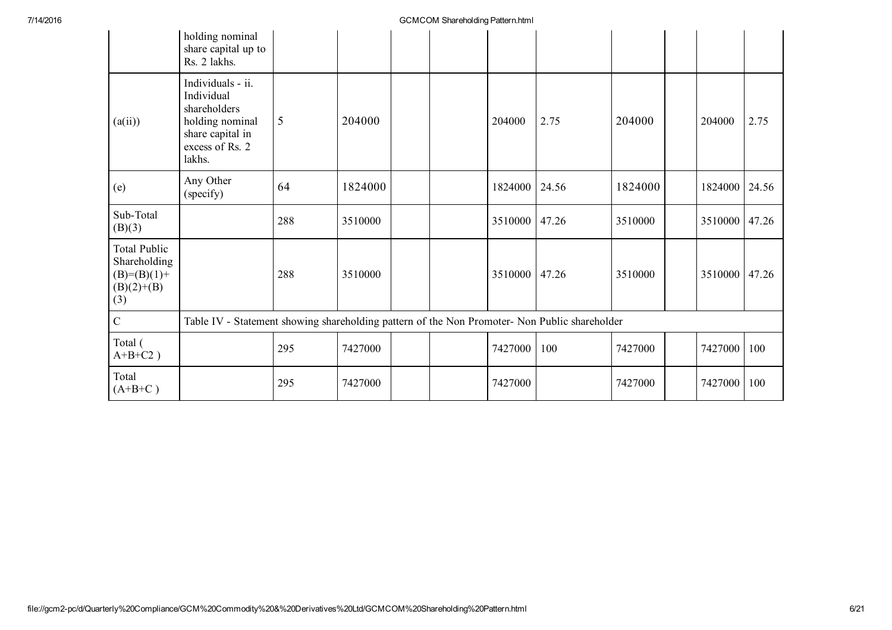| | holding nominal share capital up to Rs. 2 lakhs. | | | | | | | | | | |
|---|---|---|---|---|---|---|---|---|---|---|---|
| (a(ii)) | Individuals - ii. Individual shareholders holding nominal share capital in excess of Rs. 2 lakhs. | 5 | 204000 | | | 204000 | 2.75 | 204000 | | 204000 | 2.75 |
| (e) | Any Other (specify) | 64 | 1824000 | | | 1824000 | 24.56 | 1824000 | | 1824000 | 24.56 |
| Sub-Total (B)(3) | | 288 | 3510000 | | | 3510000 | 47.26 | 3510000 | | 3510000 | 47.26 |
| Total Public Shareholding (B)=(B)(1)+(B)(2)+(B)(3) | | 288 | 3510000 | | | 3510000 | 47.26 | 3510000 | | 3510000 | 47.26 |
| C | Table IV - Statement showing shareholding pattern of the Non Promoter- Non Public shareholder | | | | | | | | | | |
| Total ( A+B+C2 ) | | 295 | 7427000 | | | 7427000 | 100 | 7427000 | | 7427000 | 100 |
| Total (A+B+C ) | | 295 | 7427000 | | | 7427000 | | 7427000 | | 7427000 | 100 |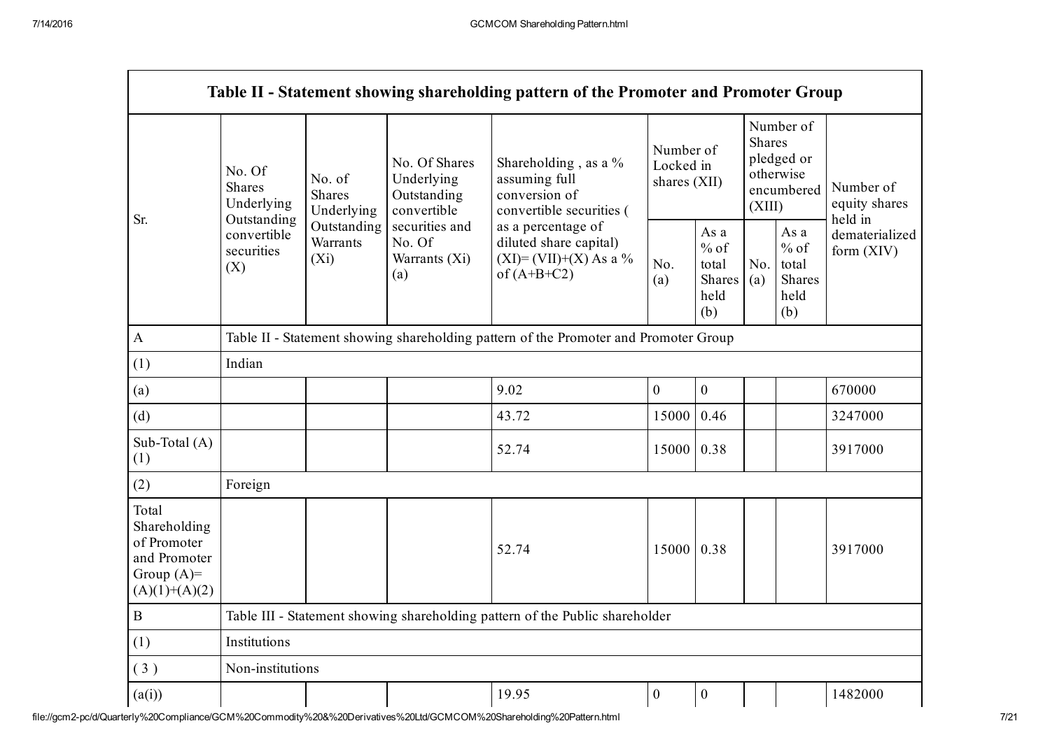| Table II - Statement showing shareholding pattern of the Promoter and Promoter Group | | | | | | | | | |
|---|---|---|---|---|---|---|---|---|---|
| Sr. | No. Of Shares Underlying Outstanding convertible securities (X) | No. of Shares Underlying Outstanding Warrants (Xi) | No. Of Shares Underlying Outstanding convertible securities and No. Of Warrants (Xi) (a) | Shareholding , as a % assuming full conversion of convertible securities ( as a percentage of diluted share capital) (XI)= (VII)+(X) As a % of (A+B+C2) | Number of Locked in shares (XII) | | Number of Shares pledged or otherwise encumbered (XIII) | | Number of equity shares held in dematerialized form (XIV) |
| | | | | | No. (a) | As a % of total Shares held (b) | No. (a) | As a % of total Shares held (b) | |
| A | Table II - Statement showing shareholding pattern of the Promoter and Promoter Group | | | | | | | | |
| (1) | Indian | | | | | | | | |
| (a) | | | | 9.02 | 0 | 0 | | | 670000 |
| (d) | | | | 43.72 | 15000 | 0.46 | | | 3247000 |
| Sub-Total (A)(1) | | | | 52.74 | 15000 | 0.38 | | | 3917000 |
| (2) | Foreign | | | | | | | | |
| Total Shareholding of Promoter and Promoter Group (A)=(A)(1)+(A)(2) | | | | 52.74 | 15000 | 0.38 | | | 3917000 |
| B | Table III - Statement showing shareholding pattern of the Public shareholder | | | | | | | | |
| (1) | Institutions | | | | | | | | |
| ( 3 ) | Non-institutions | | | | | | | | |
| (a(i)) | | | | 19.95 | 0 | 0 | | | 1482000 |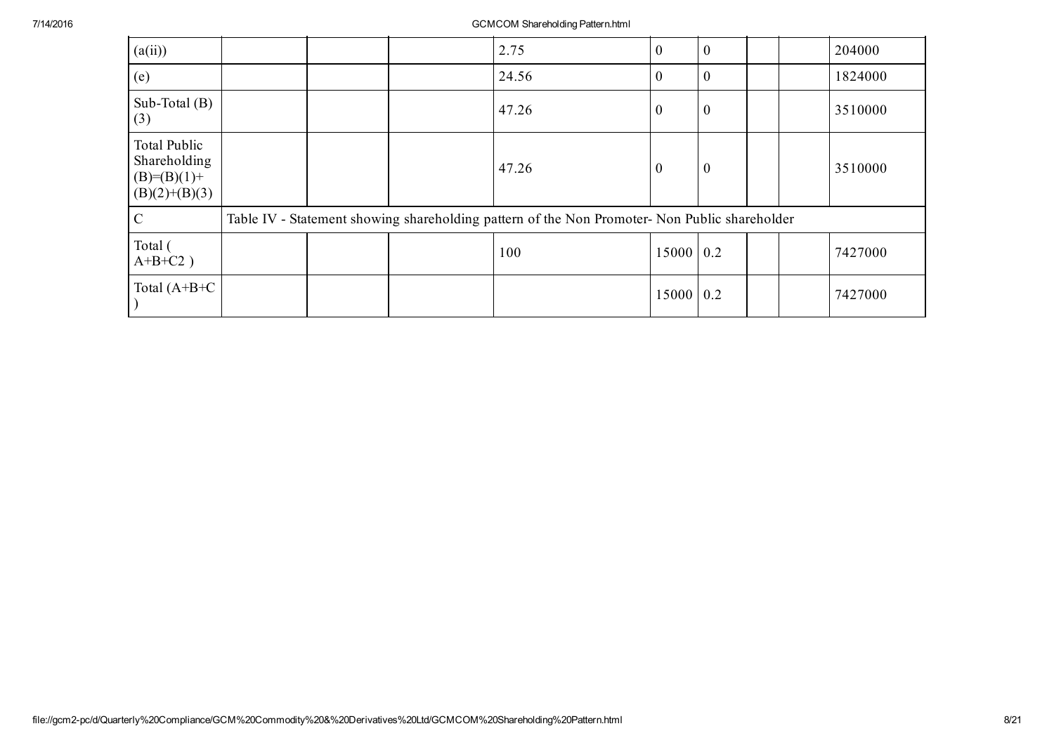| | | | | | | | | | |
|---|---|---|---|---|---|---|---|---|---|
| (a(ii)) | | | | 2.75 | 0 | 0 | | | 204000 |
| (e) | | | | 24.56 | 0 | 0 | | | 1824000 |
| Sub-Total (B)(3) | | | | 47.26 | 0 | 0 | | | 3510000 |
| Total Public Shareholding (B)=(B)(1)+(B)(2)+(B)(3) | | | | 47.26 | 0 | 0 | | | 3510000 |
| C | Table IV - Statement showing shareholding pattern of the Non Promoter- Non Public shareholder | | | | | | | | |
| Total ( A+B+C2 ) | | | | 100 | 15000 | 0.2 | | | 7427000 |
| Total (A+B+C ) | | | | | 15000 | 0.2 | | | 7427000 |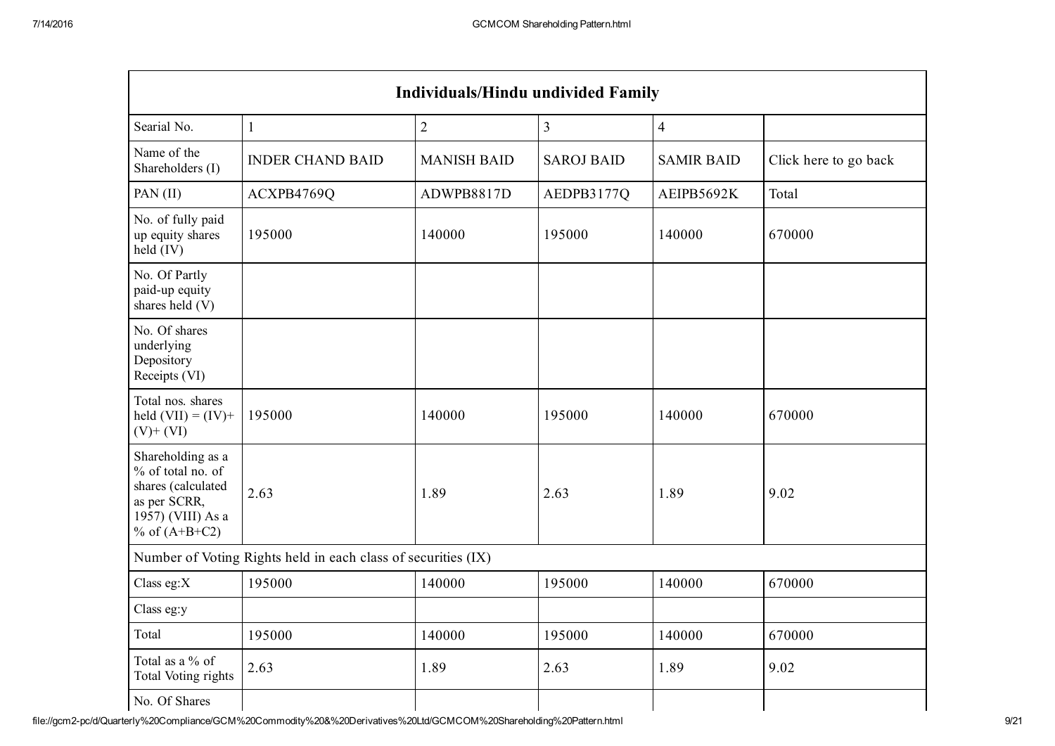| Individuals/Hindu undivided Family | | | | | |
|---|---|---|---|---|---|
| Searial No. | 1 | 2 | 3 | 4 | |
| Name of the Shareholders (I) | INDER CHAND BAID | MANISH BAID | SAROJ BAID | SAMIR BAID | Click here to go back |
| PAN (II) | ACXPB4769Q | ADWPB8817D | AEDPB3177Q | AEIPB5692K | Total |
| No. of fully paid up equity shares held (IV) | 195000 | 140000 | 195000 | 140000 | 670000 |
| No. Of Partly paid-up equity shares held (V) | | | | | |
| No. Of shares underlying Depository Receipts (VI) | | | | | |
| Total nos. shares held (VII) = (IV)+ (V)+ (VI) | 195000 | 140000 | 195000 | 140000 | 670000 |
| Shareholding as a % of total no. of shares (calculated as per SCRR, 1957) (VIII) As a % of (A+B+C2) | 2.63 | 1.89 | 2.63 | 1.89 | 9.02 |
| Number of Voting Rights held in each class of securities (IX) | | | | | |
| Class eg:X | 195000 | 140000 | 195000 | 140000 | 670000 |
| Class eg:y | | | | | |
| Total | 195000 | 140000 | 195000 | 140000 | 670000 |
| Total as a % of Total Voting rights | 2.63 | 1.89 | 2.63 | 1.89 | 9.02 |
| No. Of Shares | | | | | |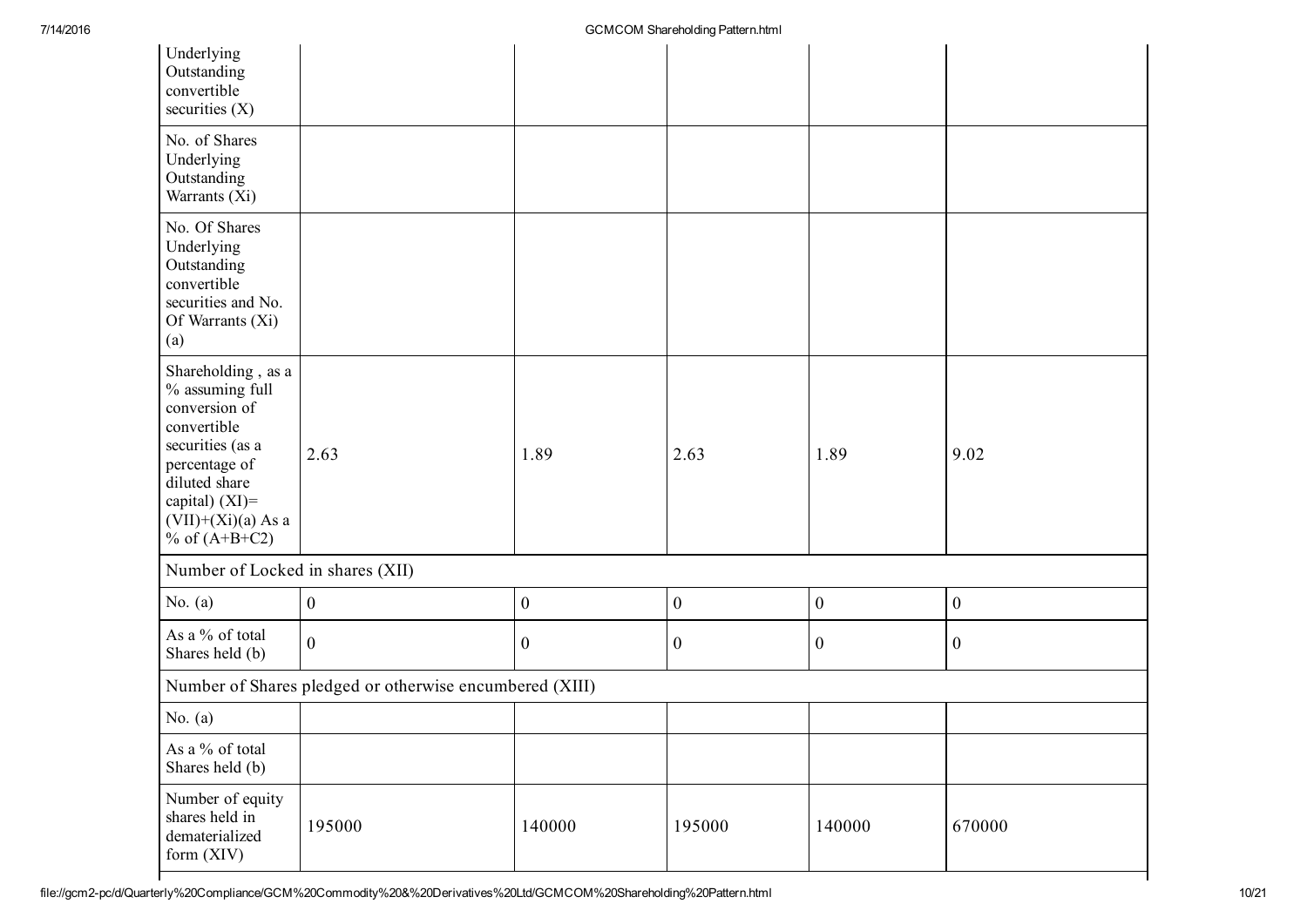| | | | | | |
|---|---|---|---|---|---|
| Underlying Outstanding convertible securities (X) | | | | | |
| No. of Shares Underlying Outstanding Warrants (Xi) | | | | | |
| No. Of Shares Underlying Outstanding convertible securities and No. Of Warrants (Xi) (a) | | | | | |
| Shareholding , as a % assuming full conversion of convertible securities (as a percentage of diluted share capital) (XI)= (VII)+(Xi)(a) As a % of (A+B+C2) | 2.63 | 1.89 | 2.63 | 1.89 | 9.02 |
| Number of Locked in shares (XII) | | | | | |
| No. (a) | 0 | 0 | 0 | 0 | 0 |
| As a % of total Shares held (b) | 0 | 0 | 0 | 0 | 0 |
| Number of Shares pledged or otherwise encumbered (XIII) | | | | | |
| No. (a) | | | | | |
| As a % of total Shares held (b) | | | | | |
| Number of equity shares held in dematerialized form (XIV) | 195000 | 140000 | 195000 | 140000 | 670000 |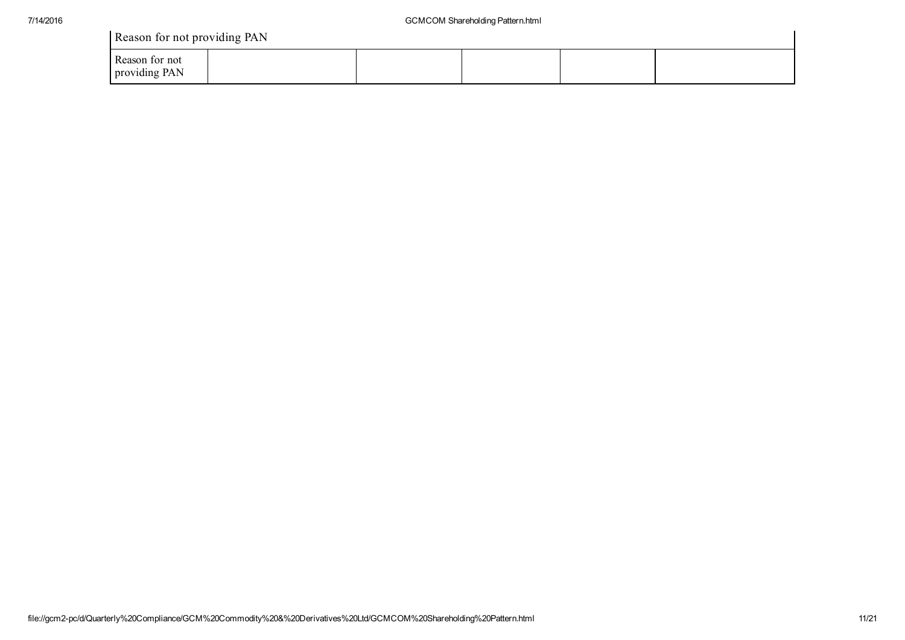| Reason for not providing PAN | | | | | |
|---|---|---|---|---|---|
| Reason for not providing PAN | | | | | |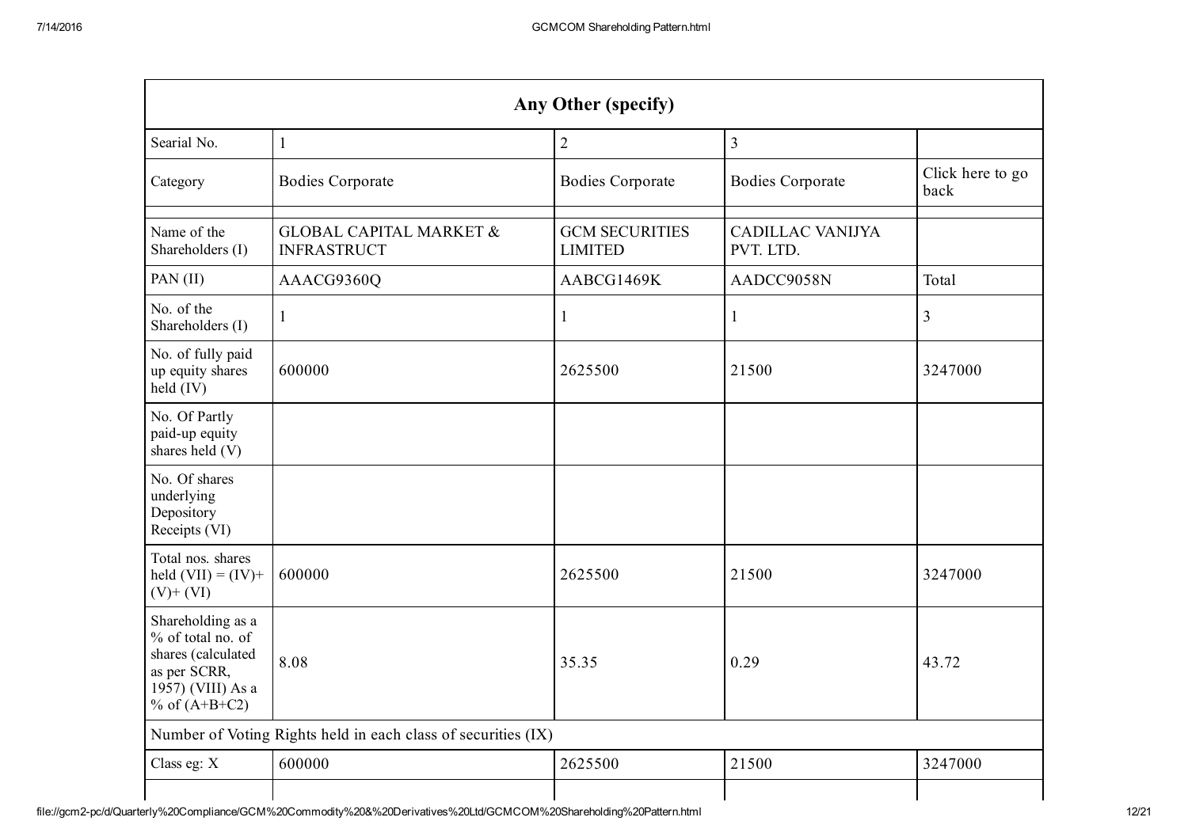| Any Other (specify) | | | | |
|---|---|---|---|---|
| Searial No. | 1 | 2 | 3 | |
| Category | Bodies Corporate | Bodies Corporate | Bodies Corporate | Click here to go back |
| | | | | |
| Name of the Shareholders (I) | GLOBAL CAPITAL MARKET & INFRASTRUCT | GCM SECURITIES LIMITED | CADILLAC VANIJYA PVT. LTD. | |
| PAN (II) | AAACG9360Q | AABCG1469K | AADCC9058N | Total |
| No. of the Shareholders (I) | 1 | 1 | 1 | 3 |
| No. of fully paid up equity shares held (IV) | 600000 | 2625500 | 21500 | 3247000 |
| No. Of Partly paid-up equity shares held (V) | | | | |
| No. Of shares underlying Depository Receipts (VI) | | | | |
| Total nos. shares held (VII) = (IV)+ (V)+ (VI) | 600000 | 2625500 | 21500 | 3247000 |
| Shareholding as a % of total no. of shares (calculated as per SCRR, 1957) (VIII) As a % of (A+B+C2) | 8.08 | 35.35 | 0.29 | 43.72 |
| Number of Voting Rights held in each class of securities (IX) | | | | |
| Class eg: X | 600000 | 2625500 | 21500 | 3247000 |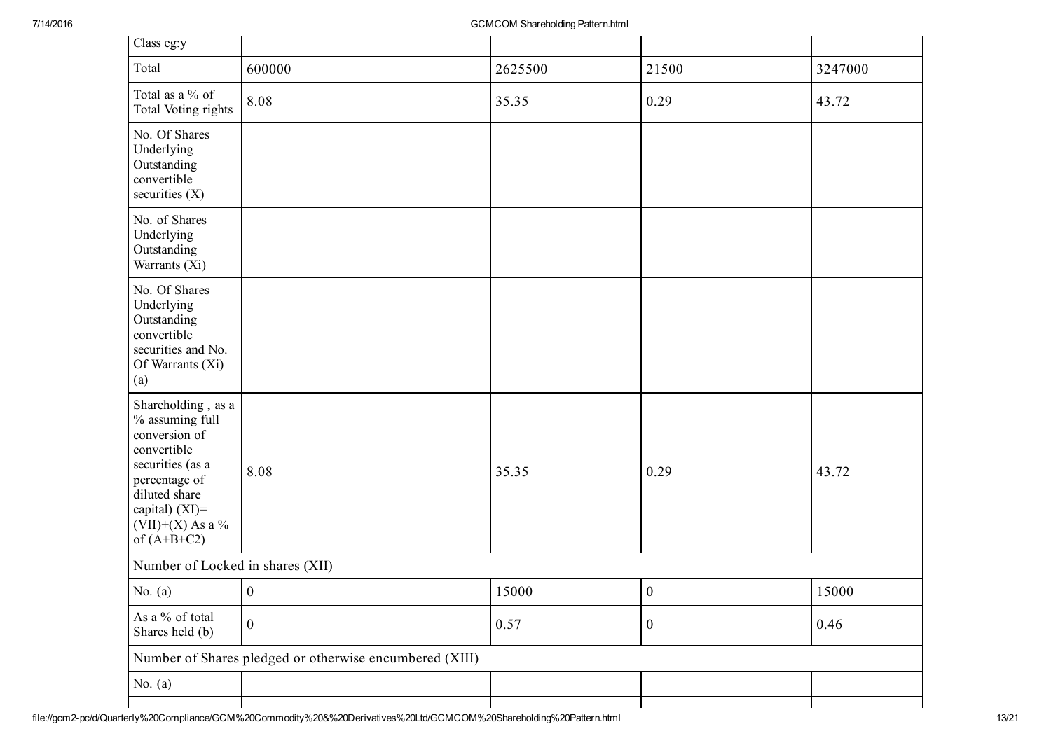| Class eg:y | | | | |
|---|---|---|---|---|
| Total | 600000 | 2625500 | 21500 | 3247000 |
| Total as a % of Total Voting rights | 8.08 | 35.35 | 0.29 | 43.72 |
| No. Of Shares Underlying Outstanding convertible securities (X) | | | | |
| No. of Shares Underlying Outstanding Warrants (Xi) | | | | |
| No. Of Shares Underlying Outstanding convertible securities and No. Of Warrants (Xi) (a) | | | | |
| Shareholding , as a % assuming full conversion of convertible securities (as a percentage of diluted share capital) (XI)= (VII)+(X) As a % of (A+B+C2) | 8.08 | 35.35 | 0.29 | 43.72 |
| Number of Locked in shares (XII) | | | | |
| No. (a) | 0 | 15000 | 0 | 15000 |
| As a % of total Shares held (b) | 0 | 0.57 | 0 | 0.46 |
| Number of Shares pledged or otherwise encumbered (XIII) | | | | |
| No. (a) | | | | |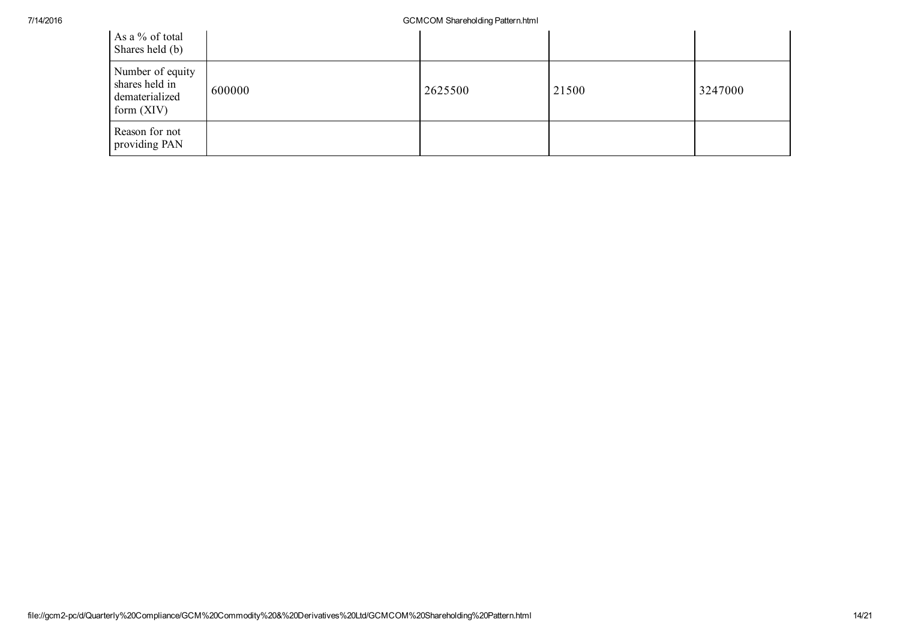| | | | | |
|---|---|---|---|---|
| As a % of total Shares held (b) | | | | |
| Number of equity shares held in dematerialized form (XIV) | 600000 | 2625500 | 21500 | 3247000 |
| Reason for not providing PAN | | | | |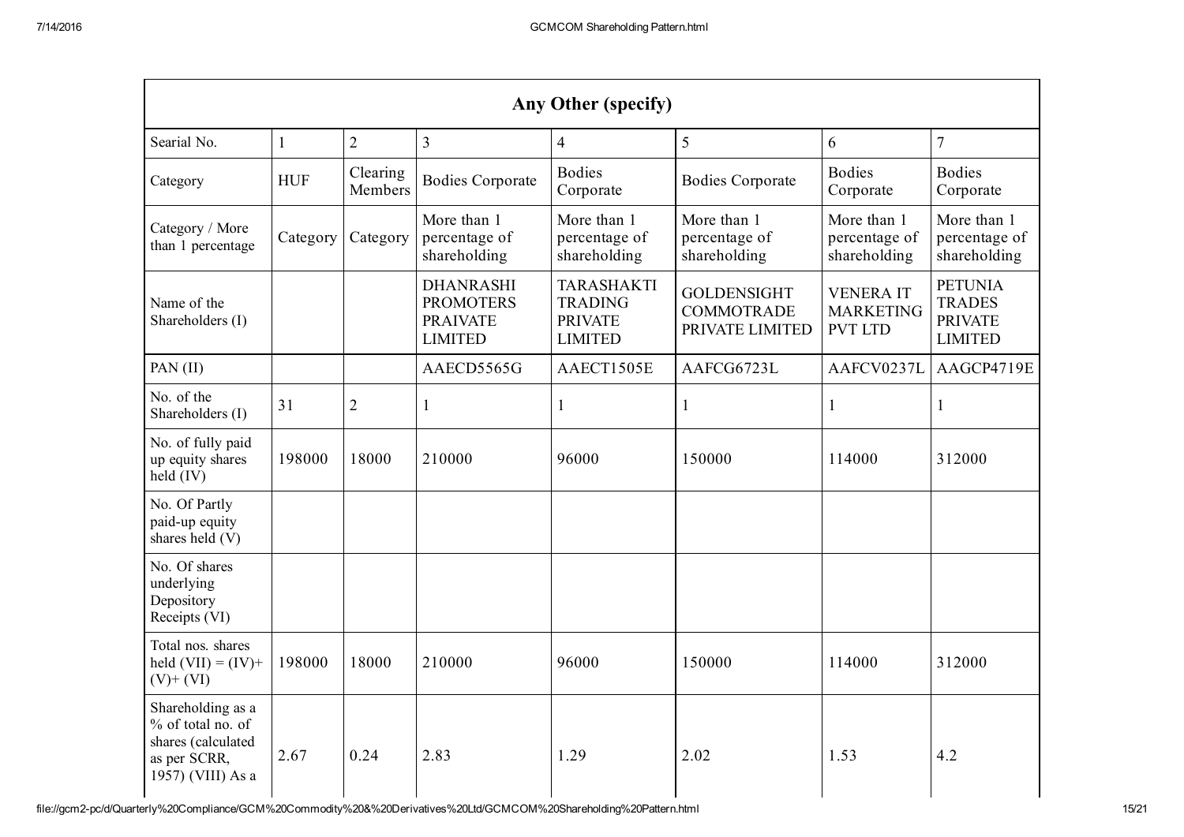| Any Other (specify) | | | | | | | |
|---|---|---|---|---|---|---|---|
| Searial No. | 1 | 2 | 3 | 4 | 5 | 6 | 7 |
| Category | HUF | Clearing Members | Bodies Corporate | Bodies Corporate | Bodies Corporate | Bodies Corporate | Bodies Corporate |
| Category / More than 1 percentage | Category | Category | More than 1 percentage of shareholding | More than 1 percentage of shareholding | More than 1 percentage of shareholding | More than 1 percentage of shareholding | More than 1 percentage of shareholding |
| Name of the Shareholders (I) | | | DHANRASHI PROMOTERS PRAIVATE LIMITED | TARASHAKTI TRADING PRIVATE LIMITED | GOLDENSIGHT COMMOTRADE PRIVATE LIMITED | VENERA IT MARKETING PVT LTD | PETUNIA TRADES PRIVATE LIMITED |
| PAN (II) | | | AAECD5565G | AAECT1505E | AAFCG6723L | AAFCV0237L | AAGCP4719E |
| No. of the Shareholders (I) | 31 | 2 | 1 | 1 | 1 | 1 | 1 |
| No. of fully paid up equity shares held (IV) | 198000 | 18000 | 210000 | 96000 | 150000 | 114000 | 312000 |
| No. Of Partly paid-up equity shares held (V) | | | | | | | |
| No. Of shares underlying Depository Receipts (VI) | | | | | | | |
| Total nos. shares held (VII) = (IV)+ (V)+ (VI) | 198000 | 18000 | 210000 | 96000 | 150000 | 114000 | 312000 |
| Shareholding as a % of total no. of shares (calculated as per SCRR, 1957) (VIII) As a | 2.67 | 0.24 | 2.83 | 1.29 | 2.02 | 1.53 | 4.2 |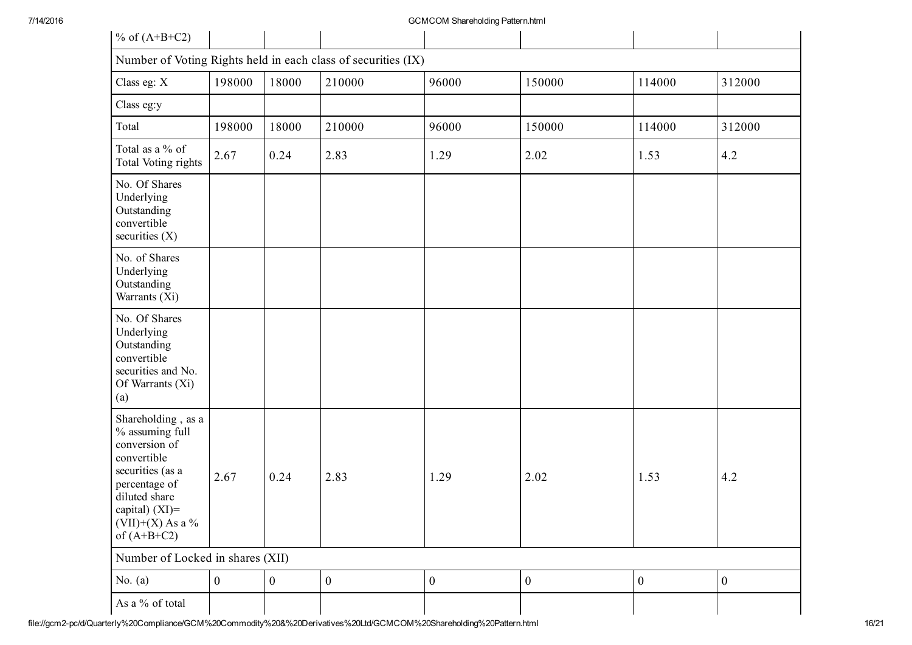| % of (A+B+C2) | | | | | | | |
|---|---|---|---|---|---|---|---|
| Number of Voting Rights held in each class of securities (IX) | | | | | | | |
| Class eg: X | 198000 | 18000 | 210000 | 96000 | 150000 | 114000 | 312000 |
| Class eg:y | | | | | | | |
| Total | 198000 | 18000 | 210000 | 96000 | 150000 | 114000 | 312000 |
| Total as a % of Total Voting rights | 2.67 | 0.24 | 2.83 | 1.29 | 2.02 | 1.53 | 4.2 |
| No. Of Shares Underlying Outstanding convertible securities (X) | | | | | | | |
| No. of Shares Underlying Outstanding Warrants (Xi) | | | | | | | |
| No. Of Shares Underlying Outstanding convertible securities and No. Of Warrants (Xi) (a) | | | | | | | |
| Shareholding , as a % assuming full conversion of convertible securities (as a percentage of diluted share capital) (XI)= (VII)+(X) As a % of (A+B+C2) | 2.67 | 0.24 | 2.83 | 1.29 | 2.02 | 1.53 | 4.2 |
| Number of Locked in shares (XII) | | | | | | | |
| No. (a) | 0 | 0 | 0 | 0 | 0 | 0 | 0 |
| As a % of total | | | | | | | |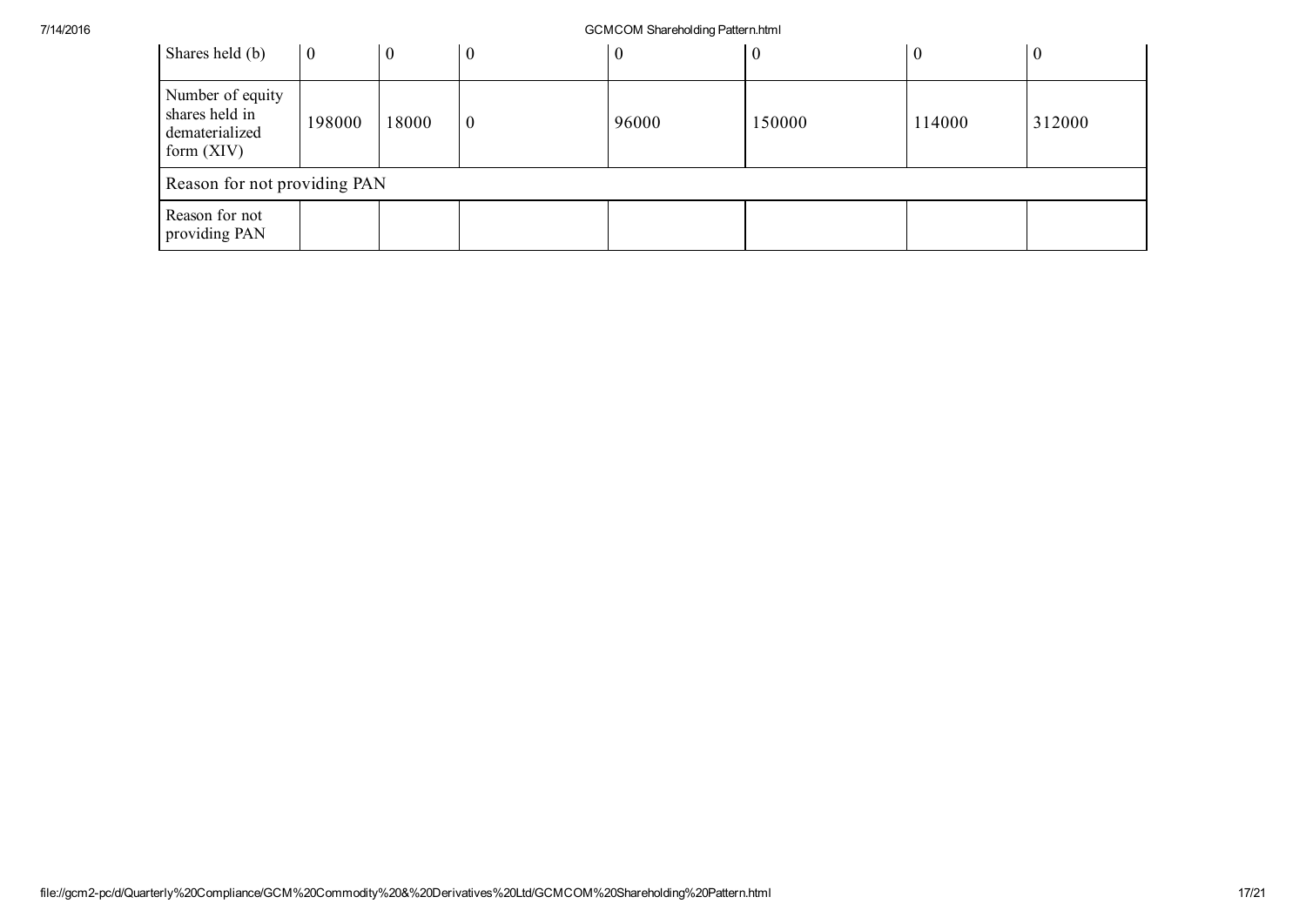| Shares held (b) | 0 | 0 | 0 | 0 | 0 | 0 | 0 |
|---|---|---|---|---|---|---|---|
| Number of equity shares held in dematerialized form (XIV) | 198000 | 18000 | 0 | 96000 | 150000 | 114000 | 312000 |
| Reason for not providing PAN | | | | | | | |
| Reason for not providing PAN | | | | | | | |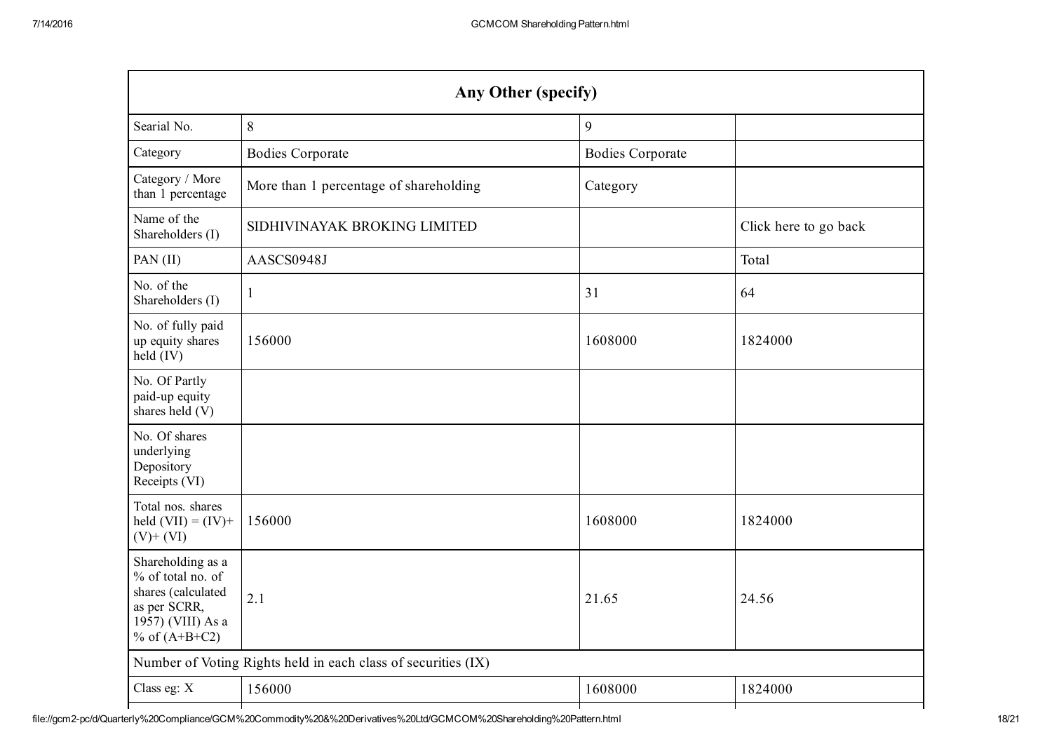| Any Other (specify) | | | |
|---|---|---|---|
| Searial No. | 8 | 9 | |
| Category | Bodies Corporate | Bodies Corporate | |
| Category / More than 1 percentage | More than 1 percentage of shareholding | Category | |
| Name of the Shareholders (I) | SIDHIVINAYAK BROKING LIMITED | | Click here to go back |
| PAN (II) | AASCS0948J | | Total |
| No. of the Shareholders (I) | 1 | 31 | 64 |
| No. of fully paid up equity shares held (IV) | 156000 | 1608000 | 1824000 |
| No. Of Partly paid-up equity shares held (V) | | | |
| No. Of shares underlying Depository Receipts (VI) | | | |
| Total nos. shares held (VII) = (IV)+ (V)+ (VI) | 156000 | 1608000 | 1824000 |
| Shareholding as a % of total no. of shares (calculated as per SCRR, 1957) (VIII) As a % of (A+B+C2) | 2.1 | 21.65 | 24.56 |
| Number of Voting Rights held in each class of securities (IX) | | | |
| Class eg: X | 156000 | 1608000 | 1824000 |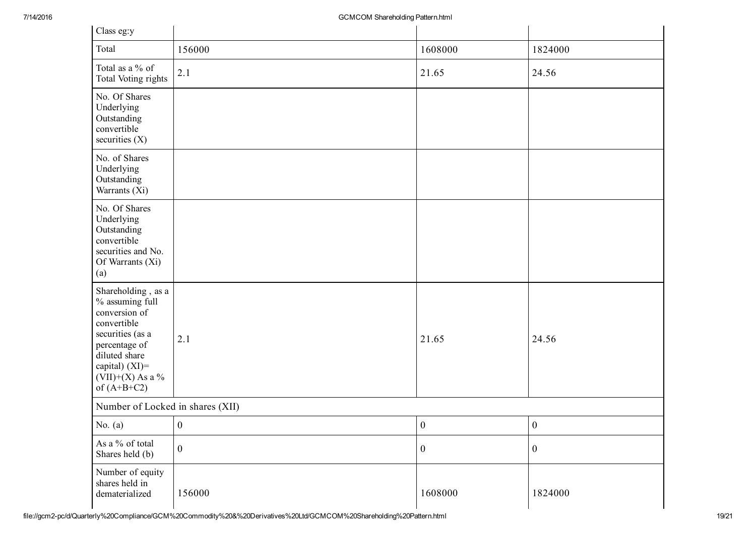| Class eg:y | | | |
|---|---|---|---|
| Total | 156000 | 1608000 | 1824000 |
| Total as a % of Total Voting rights | 2.1 | 21.65 | 24.56 |
| No. Of Shares Underlying Outstanding convertible securities (X) | | | |
| No. of Shares Underlying Outstanding Warrants (Xi) | | | |
| No. Of Shares Underlying Outstanding convertible securities and No. Of Warrants (Xi) (a) | | | |
| Shareholding , as a % assuming full conversion of convertible securities (as a percentage of diluted share capital) (XI)= (VII)+(X) As a % of (A+B+C2) | 2.1 | 21.65 | 24.56 |
| Number of Locked in shares (XII) | | | |
| No. (a) | 0 | 0 | 0 |
| As a % of total Shares held (b) | 0 | 0 | 0 |
| Number of equity shares held in dematerialized | 156000 | 1608000 | 1824000 |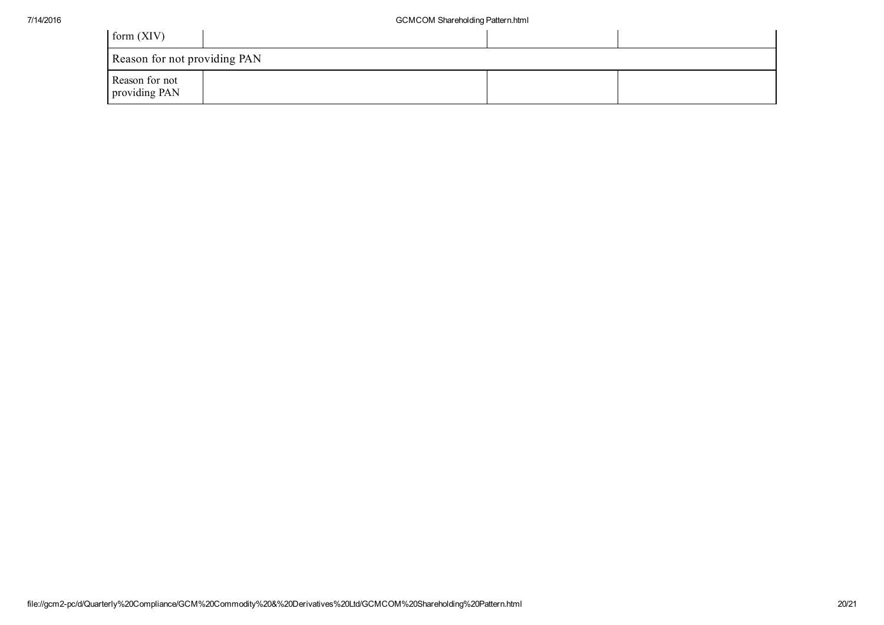| | | | |
|---|---|---|---|
| form (XIV) | | | |
| Reason for not providing PAN | | | |
| Reason for not providing PAN | | | |